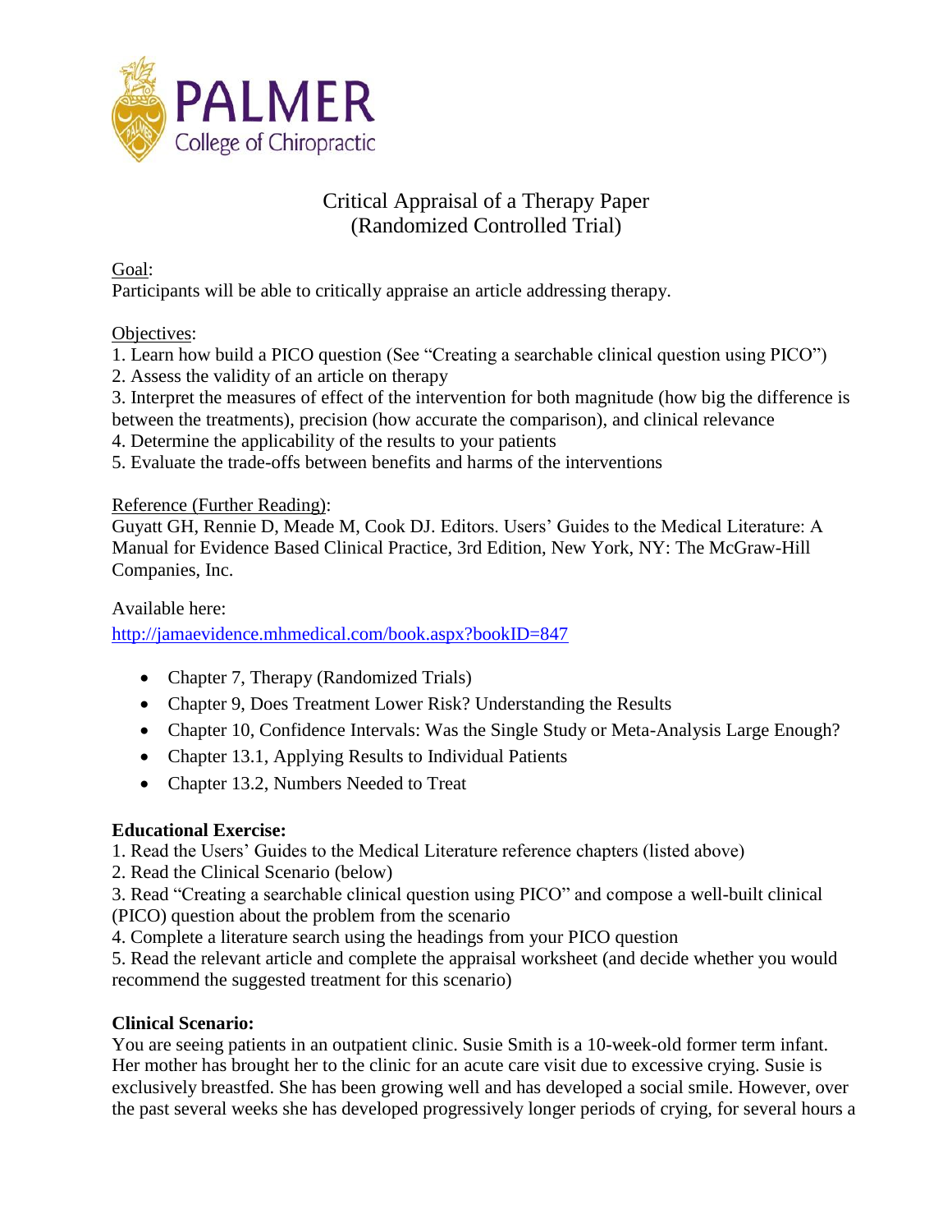PALMER
College of Chiropractic

# Critical Appraisal of a Therapy Paper
# (Randomized Controlled Trial)

Goal:
Participants will be able to critically appraise an article addressing therapy.

Objectives:
1. Learn how build a PICO question (See "Creating a searchable clinical question using PICO")
2. Assess the validity of an article on therapy
3. Interpret the measures of effect of the intervention for both magnitude (how big the difference is between the treatments), precision (how accurate the comparison), and clinical relevance
4. Determine the applicability of the results to your patients
5. Evaluate the trade-offs between benefits and harms of the interventions

Reference (Further Reading):
Guyatt GH, Rennie D, Meade M, Cook DJ. Editors. Users' Guides to the Medical Literature: A Manual for Evidence Based Clinical Practice, 3rd Edition, New York, NY: The McGraw-Hill Companies, Inc.

Available here:
[http://jamaevidence.mhmedical.com/book.aspx?bookID=847](http://jamaevidence.mhmedical.com/book.aspx?bookID=847)

- Chapter 7, Therapy (Randomized Trials)
- Chapter 9, Does Treatment Lower Risk? Understanding the Results
- Chapter 10, Confidence Intervals: Was the Single Study or Meta-Analysis Large Enough?
- Chapter 13.1, Applying Results to Individual Patients
- Chapter 13.2, Numbers Needed to Treat

**Educational Exercise:**
1. Read the Users' Guides to the Medical Literature reference chapters (listed above)
2. Read the Clinical Scenario (below)
3. Read "Creating a searchable clinical question using PICO" and compose a well-built clinical (PICO) question about the problem from the scenario
4. Complete a literature search using the headings from your PICO question
5. Read the relevant article and complete the appraisal worksheet (and decide whether you would recommend the suggested treatment for this scenario)

**Clinical Scenario:**
You are seeing patients in an outpatient clinic. Susie Smith is a 10-week-old former term infant. Her mother has brought her to the clinic for an acute care visit due to excessive crying. Susie is exclusively breastfed. She has been growing well and has developed a social smile. However, over the past several weeks she has developed progressively longer periods of crying, for several hours a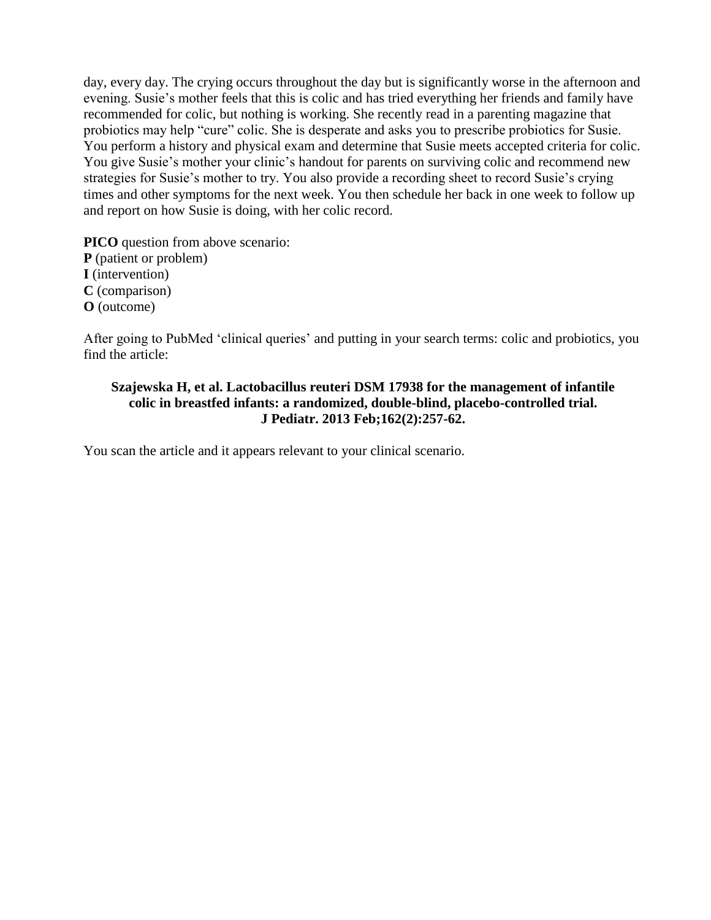day, every day. The crying occurs throughout the day but is significantly worse in the afternoon and evening. Susie's mother feels that this is colic and has tried everything her friends and family have recommended for colic, but nothing is working. She recently read in a parenting magazine that probiotics may help "cure" colic. She is desperate and asks you to prescribe probiotics for Susie. You perform a history and physical exam and determine that Susie meets accepted criteria for colic. You give Susie's mother your clinic's handout for parents on surviving colic and recommend new strategies for Susie's mother to try. You also provide a recording sheet to record Susie's crying times and other symptoms for the next week. You then schedule her back in one week to follow up and report on how Susie is doing, with her colic record.

**PICO** question from above scenario:
**P** (patient or problem)
**I** (intervention)
**C** (comparison)
**O** (outcome)

After going to PubMed 'clinical queries' and putting in your search terms: colic and probiotics, you find the article:

**Szajewska H, et al. Lactobacillus reuteri DSM 17938 for the management of infantile colic in breastfed infants: a randomized, double-blind, placebo-controlled trial. J Pediatr. 2013 Feb;162(2):257-62.**

You scan the article and it appears relevant to your clinical scenario.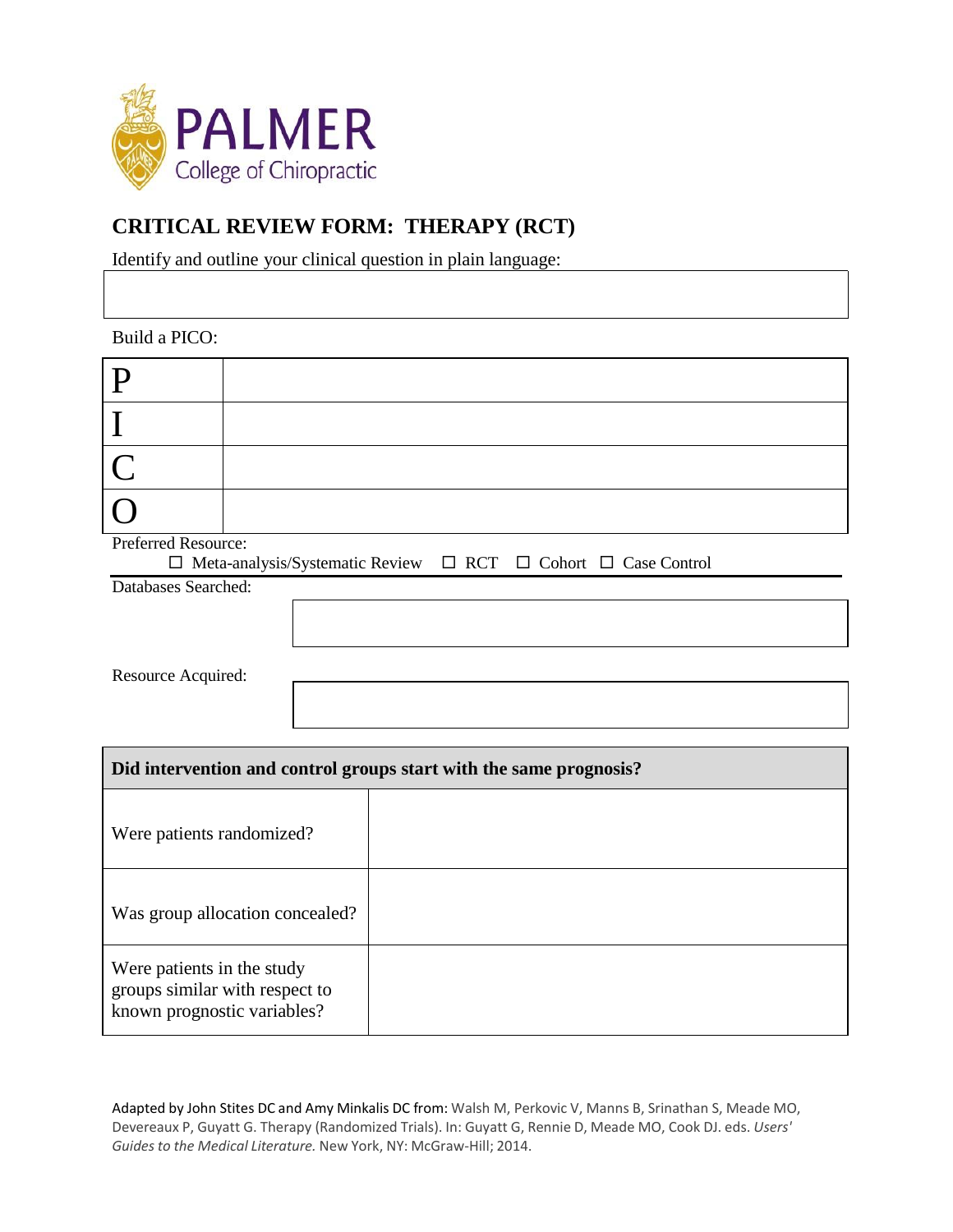PALMER
College of Chiropractic

## CRITICAL REVIEW FORM: THERAPY (RCT)

Identify and outline your clinical question in plain language:

| |
|---|
| |

Build a PICO:

| | |
|---|---|
| P | |
| I | |
| C | |
| O | |

Preferred Resource:

☐ Meta-analysis/Systematic Review ☐ RCT ☐ Cohort ☐ Case Control

Databases Searched:

| |
|---|
| |

Resource Acquired:

| |
|---|
| |

| **Did intervention and control groups start with the same prognosis?** | |
|---|---|
| Were patients randomized? | |
| Was group allocation concealed? | |
| Were patients in the study groups similar with respect to known prognostic variables? | |

Adapted by John Stites DC and Amy Minkalis DC from: Walsh M, Perkovic V, Manns B, Srinathan S, Meade MO, Devereaux P, Guyatt G. Therapy (Randomized Trials). In: Guyatt G, Rennie D, Meade MO, Cook DJ. eds. *Users' Guides to the Medical Literature.* New York, NY: McGraw-Hill; 2014.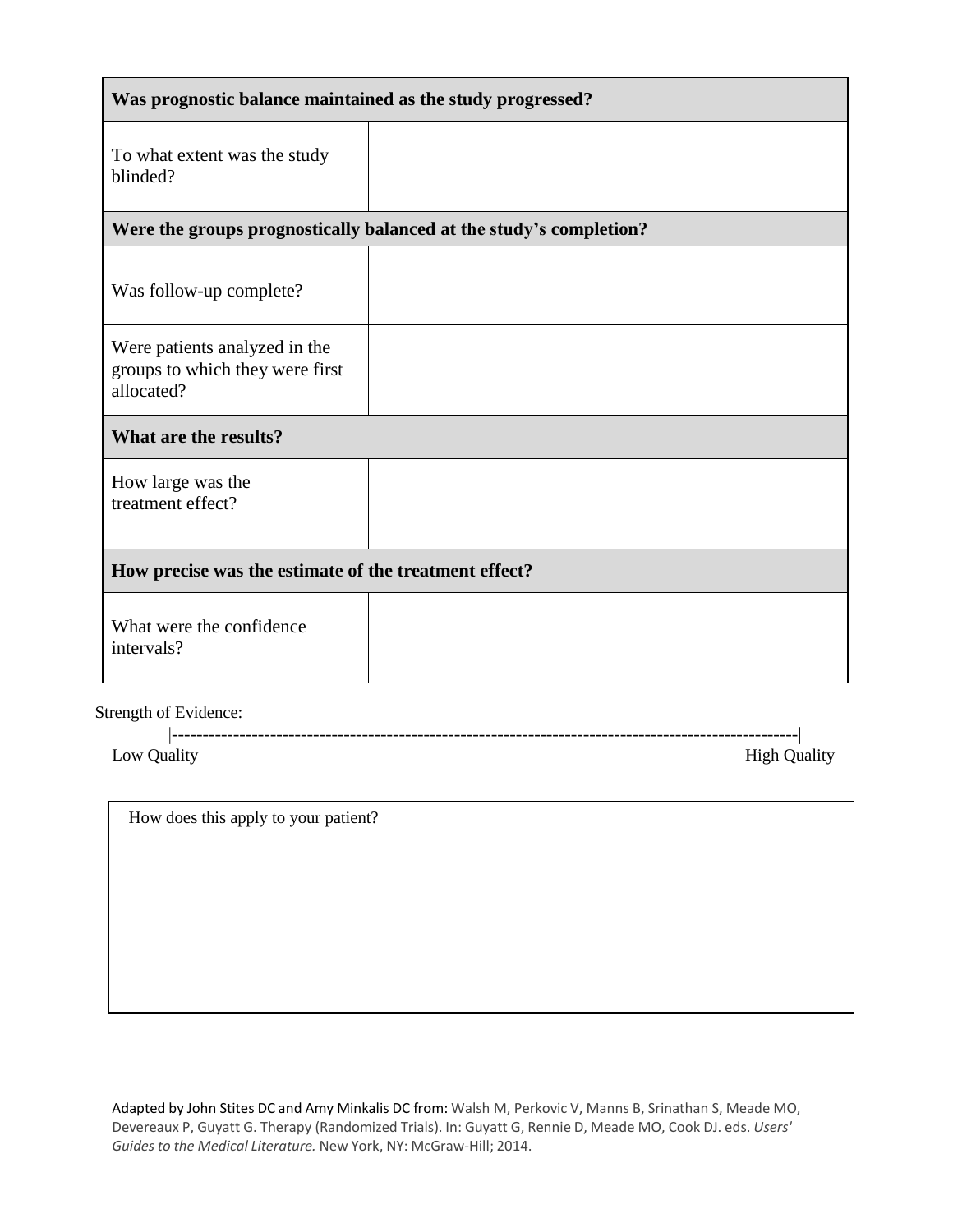| Was prognostic balance maintained as the study progressed? | |
|---|---|
| To what extent was the study blinded? | |
| **Were the groups prognostically balanced at the study's completion?** | |
| Was follow-up complete? | |
| Were patients analyzed in the groups to which they were first allocated? | |
| **What are the results?** | |
| How large was the treatment effect? | |
| **How precise was the estimate of the treatment effect?** | |
| What were the confidence intervals? | |

Strength of Evidence:

|------------------------------------------------------------------------------------------------------|

Low Quality High Quality

| How does this apply to your patient? |
|---|
| |

Adapted by John Stites DC and Amy Minkalis DC from: Walsh M, Perkovic V, Manns B, Srinathan S, Meade MO, Devereaux P, Guyatt G. Therapy (Randomized Trials). In: Guyatt G, Rennie D, Meade MO, Cook DJ. eds. *Users' Guides to the Medical Literature.* New York, NY: McGraw-Hill; 2014.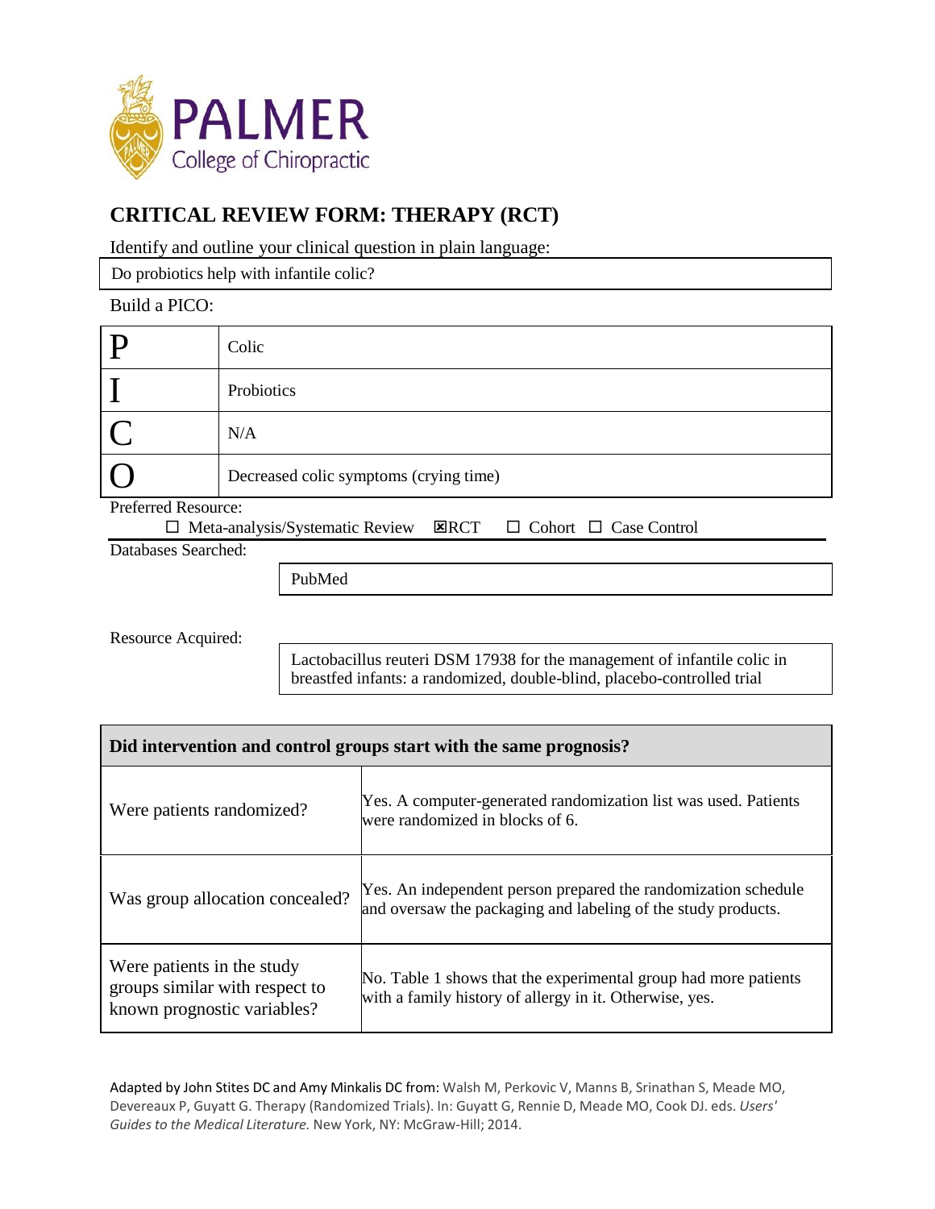PALMER College of Chiropractic

## CRITICAL REVIEW FORM: THERAPY (RCT)

Identify and outline your clinical question in plain language:

| Do probiotics help with infantile colic? |
|---|

Build a PICO:

| | |
|---|---|
| P | Colic |
| I | Probiotics |
| C | N/A |
| O | Decreased colic symptoms (crying time) |

Preferred Resource:

☐ Meta-analysis/Systematic Review ☒ RCT ☐ Cohort ☐ Case Control

Databases Searched:

| PubMed |
|---|

Resource Acquired:

| Lactobacillus reuteri DSM 17938 for the management of infantile colic in breastfed infants: a randomized, double-blind, placebo-controlled trial |
|---|

| Did intervention and control groups start with the same prognosis? | |
|---|---|
| Were patients randomized? | Yes. A computer-generated randomization list was used. Patients were randomized in blocks of 6. |
| Was group allocation concealed? | Yes. An independent person prepared the randomization schedule and oversaw the packaging and labeling of the study products. |
| Were patients in the study groups similar with respect to known prognostic variables? | No. Table 1 shows that the experimental group had more patients with a family history of allergy in it. Otherwise, yes. |

Adapted by John Stites DC and Amy Minkalis DC from: Walsh M, Perkovic V, Manns B, Srinathan S, Meade MO, Devereaux P, Guyatt G. Therapy (Randomized Trials). In: Guyatt G, Rennie D, Meade MO, Cook DJ. eds. *Users' Guides to the Medical Literature.* New York, NY: McGraw-Hill; 2014.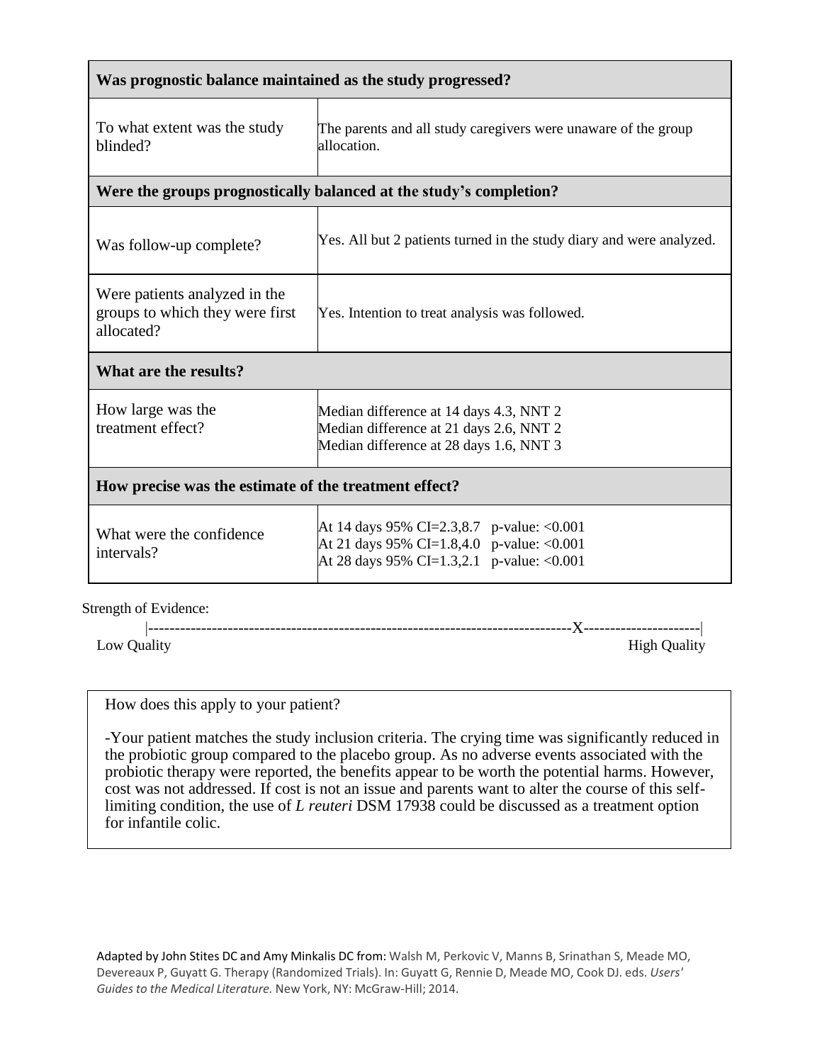| Was prognostic balance maintained as the study progressed? | |
|---|---|
| To what extent was the study blinded? | The parents and all study caregivers were unaware of the group allocation. |
| **Were the groups prognostically balanced at the study's completion?** | |
| Was follow-up complete? | Yes. All but 2 patients turned in the study diary and were analyzed. |
| Were patients analyzed in the groups to which they were first allocated? | Yes. Intention to treat analysis was followed. |
| **What are the results?** | |
| How large was the treatment effect? | Median difference at 14 days 4.3, NNT 2<br>Median difference at 21 days 2.6, NNT 2<br>Median difference at 28 days 1.6, NNT 3 |
| **How precise was the estimate of the treatment effect?** | |
| What were the confidence intervals? | At 14 days 95% CI=2.3,8.7 p-value: <0.001<br>At 21 days 95% CI=1.8,4.0 p-value: <0.001<br>At 28 days 95% CI=1.3,2.1 p-value: <0.001 |

Strength of Evidence:

|-------------------------------------------------------------------------------X----------------------|

Low Quality High Quality

How does this apply to your patient?

-Your patient matches the study inclusion criteria. The crying time was significantly reduced in the probiotic group compared to the placebo group. As no adverse events associated with the probiotic therapy were reported, the benefits appear to be worth the potential harms. However, cost was not addressed. If cost is not an issue and parents want to alter the course of this self-limiting condition, the use of *L reuteri* DSM 17938 could be discussed as a treatment option for infantile colic.

Adapted by John Stites DC and Amy Minkalis DC from: Walsh M, Perkovic V, Manns B, Srinathan S, Meade MO, Devereaux P, Guyatt G. Therapy (Randomized Trials). In: Guyatt G, Rennie D, Meade MO, Cook DJ. eds. *Users' Guides to the Medical Literature.* New York, NY: McGraw-Hill; 2014.